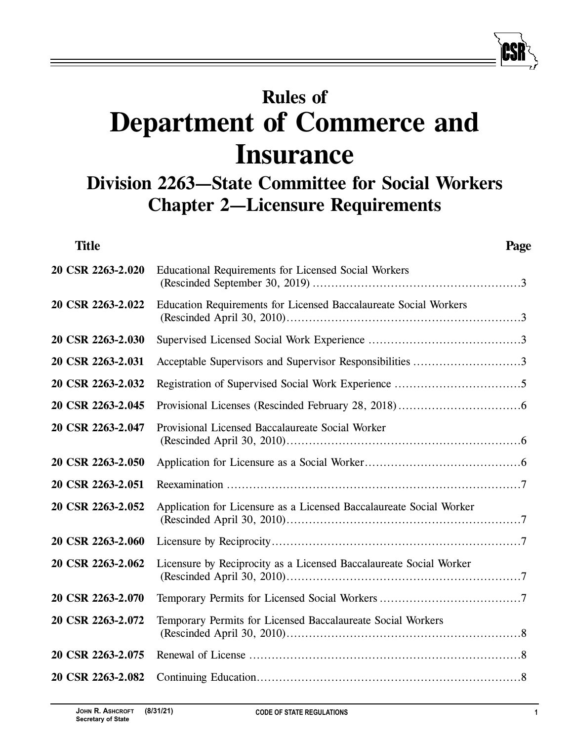# Rules of
# Department of Commerce and Insurance

## Division 2263—State Committee for Social Workers
## Chapter 2—Licensure Requirements

| Title | | Page |
|---|---|---|
| 20 CSR 2263-2.020 | Educational Requirements for Licensed Social Workers (Rescinded September 30, 2019) | 3 |
| 20 CSR 2263-2.022 | Education Requirements for Licensed Baccalaureate Social Workers (Rescinded April 30, 2010) | 3 |
| 20 CSR 2263-2.030 | Supervised Licensed Social Work Experience | 3 |
| 20 CSR 2263-2.031 | Acceptable Supervisors and Supervisor Responsibilities | 3 |
| 20 CSR 2263-2.032 | Registration of Supervised Social Work Experience | 5 |
| 20 CSR 2263-2.045 | Provisional Licenses (Rescinded February 28, 2018) | 6 |
| 20 CSR 2263-2.047 | Provisional Licensed Baccalaureate Social Worker (Rescinded April 30, 2010) | 6 |
| 20 CSR 2263-2.050 | Application for Licensure as a Social Worker | 6 |
| 20 CSR 2263-2.051 | Reexamination | 7 |
| 20 CSR 2263-2.052 | Application for Licensure as a Licensed Baccalaureate Social Worker (Rescinded April 30, 2010) | 7 |
| 20 CSR 2263-2.060 | Licensure by Reciprocity | 7 |
| 20 CSR 2263-2.062 | Licensure by Reciprocity as a Licensed Baccalaureate Social Worker (Rescinded April 30, 2010) | 7 |
| 20 CSR 2263-2.070 | Temporary Permits for Licensed Social Workers | 7 |
| 20 CSR 2263-2.072 | Temporary Permits for Licensed Baccalaureate Social Workers (Rescinded April 30, 2010) | 8 |
| 20 CSR 2263-2.075 | Renewal of License | 8 |
| 20 CSR 2263-2.082 | Continuing Education | 8 |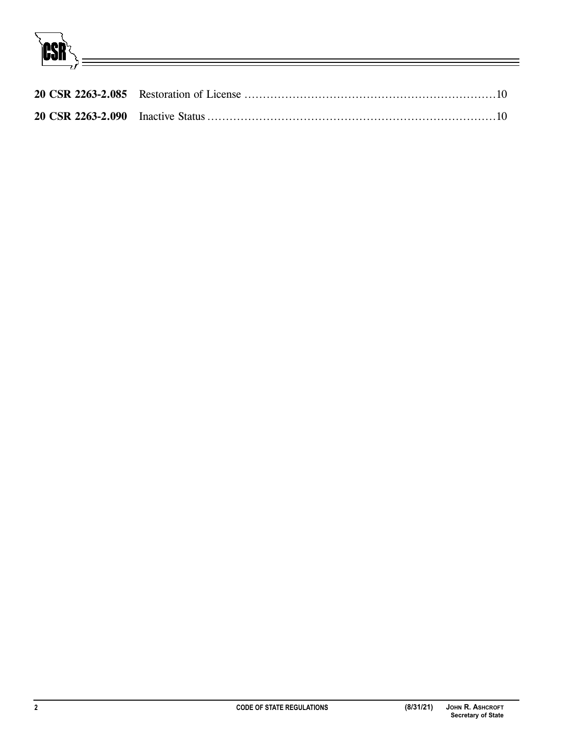**20 CSR 2263-2.085** Restoration of License ....................................................................10

**20 CSR 2263-2.090** Inactive Status ..............................................................................10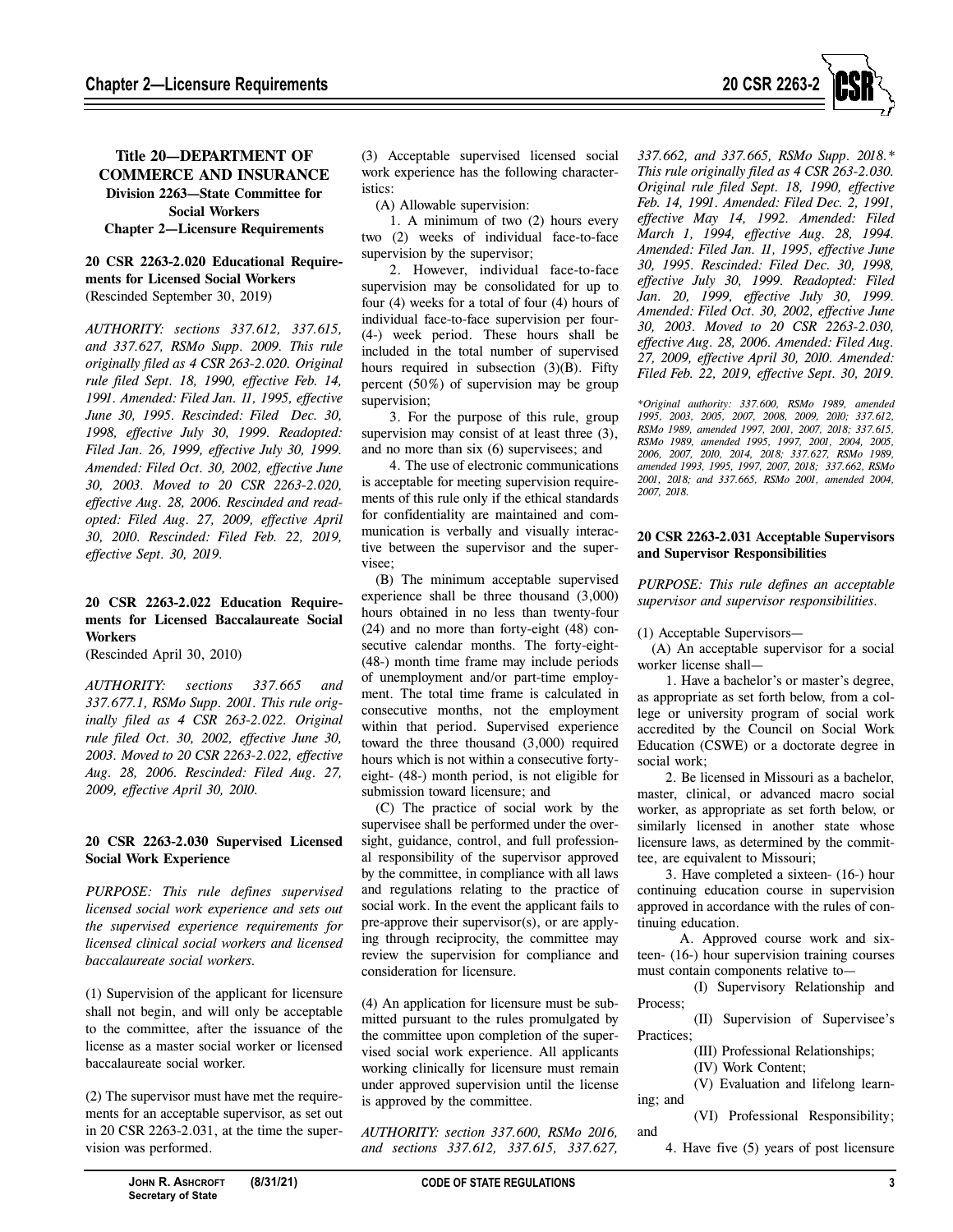# Title 20—DEPARTMENT OF COMMERCE AND INSURANCE
## Division 2263—State Committee for Social Workers
## Chapter 2—Licensure Requirements

**20 CSR 2263-2.020 Educational Requirements for Licensed Social Workers**
(Rescinded September 30, 2019)

*AUTHORITY: sections 337.612, 337.615, and 337.627, RSMo Supp. 2009. This rule originally filed as 4 CSR 263-2.020. Original rule filed Sept. 18, 1990, effective Feb. 14, 1991. Amended: Filed Jan. 11, 1995, effective June 30, 1995. Rescinded: Filed Dec. 30, 1998, effective July 30, 1999. Readopted: Filed Jan. 26, 1999, effective July 30, 1999. Amended: Filed Oct. 30, 2002, effective June 30, 2003. Moved to 20 CSR 2263-2.020, effective Aug. 28, 2006. Rescinded and readopted: Filed Aug. 27, 2009, effective April 30, 2010. Rescinded: Filed Feb. 22, 2019, effective Sept. 30, 2019.*

**20 CSR 2263-2.022 Education Requirements for Licensed Baccalaureate Social Workers**
(Rescinded April 30, 2010)

*AUTHORITY: sections 337.665 and 337.677.1, RSMo Supp. 2001. This rule originally filed as 4 CSR 263-2.022. Original rule filed Oct. 30, 2002, effective June 30, 2003. Moved to 20 CSR 2263-2.022, effective Aug. 28, 2006. Rescinded: Filed Aug. 27, 2009, effective April 30, 2010.*

**20 CSR 2263-2.030 Supervised Licensed Social Work Experience**

*PURPOSE: This rule defines supervised licensed social work experience and sets out the supervised experience requirements for licensed clinical social workers and licensed baccalaureate social workers.*

(1) Supervision of the applicant for licensure shall not begin, and will only be acceptable to the committee, after the issuance of the license as a master social worker or licensed baccalaureate social worker.

(2) The supervisor must have met the requirements for an acceptable supervisor, as set out in 20 CSR 2263-2.031, at the time the supervision was performed.

(3) Acceptable supervised licensed social work experience has the following characteristics:

(A) Allowable supervision:

1. A minimum of two (2) hours every two (2) weeks of individual face-to-face supervision by the supervisor;

2. However, individual face-to-face supervision may be consolidated for up to four (4) weeks for a total of four (4) hours of individual face-to-face supervision per four- (4-) week period. These hours shall be included in the total number of supervised hours required in subsection (3)(B). Fifty percent (50%) of supervision may be group supervision;

3. For the purpose of this rule, group supervision may consist of at least three (3), and no more than six (6) supervisees; and

4. The use of electronic communications is acceptable for meeting supervision requirements of this rule only if the ethical standards for confidentiality are maintained and communication is verbally and visually interactive between the supervisor and the supervisee;

(B) The minimum acceptable supervised experience shall be three thousand (3,000) hours obtained in no less than twenty-four (24) and no more than forty-eight (48) consecutive calendar months. The forty-eight- (48-) month time frame may include periods of unemployment and/or part-time employment. The total time frame is calculated in consecutive months, not the employment within that period. Supervised experience toward the three thousand (3,000) required hours which is not within a consecutive forty-eight- (48-) month period, is not eligible for submission toward licensure; and

(C) The practice of social work by the supervisee shall be performed under the oversight, guidance, control, and full professional responsibility of the supervisor approved by the committee, in compliance with all laws and regulations relating to the practice of social work. In the event the applicant fails to pre-approve their supervisor(s), or are applying through reciprocity, the committee may review the supervision for compliance and consideration for licensure.

(4) An application for licensure must be submitted pursuant to the rules promulgated by the committee upon completion of the supervised social work experience. All applicants working clinically for licensure must remain under approved supervision until the license is approved by the committee.

*AUTHORITY: section 337.600, RSMo 2016, and sections 337.612, 337.615, 337.627, 337.662, and 337.665, RSMo Supp. 2018.\* This rule originally filed as 4 CSR 263-2.030. Original rule filed Sept. 18, 1990, effective Feb. 14, 1991. Amended: Filed Dec. 2, 1991, effective May 14, 1992. Amended: Filed March 1, 1994, effective Aug. 28, 1994. Amended: Filed Jan. 11, 1995, effective June 30, 1995. Rescinded: Filed Dec. 30, 1998, effective July 30, 1999. Readopted: Filed Jan. 20, 1999, effective July 30, 1999. Amended: Filed Oct. 30, 2002, effective June 30, 2003. Moved to 20 CSR 2263-2.030, effective Aug. 28, 2006. Amended: Filed Aug. 27, 2009, effective April 30, 2010. Amended: Filed Feb. 22, 2019, effective Sept. 30, 2019.*

*\*Original authority: 337.600, RSMo 1989, amended 1995, 2003, 2005, 2007, 2008, 2009, 2010; 337.612, RSMo 1989, amended 1997, 2001, 2007, 2018; 337.615, RSMo 1989, amended 1995, 1997, 2001, 2004, 2005, 2006, 2007, 2010, 2014, 2018; 337.627, RSMo 1989, amended 1993, 1995, 1997, 2007, 2018; 337.662, RSMo 2001, 2018; and 337.665, RSMo 2001, amended 2004, 2007, 2018.*

**20 CSR 2263-2.031 Acceptable Supervisors and Supervisor Responsibilities**

*PURPOSE: This rule defines an acceptable supervisor and supervisor responsibilities.*

(1) Acceptable Supervisors—

(A) An acceptable supervisor for a social worker license shall—

1. Have a bachelor's or master's degree, as appropriate as set forth below, from a college or university program of social work accredited by the Council on Social Work Education (CSWE) or a doctorate degree in social work;

2. Be licensed in Missouri as a bachelor, master, clinical, or advanced macro social worker, as appropriate as set forth below, or similarly licensed in another state whose licensure laws, as determined by the committee, are equivalent to Missouri;

3. Have completed a sixteen- (16-) hour continuing education course in supervision approved in accordance with the rules of continuing education.

A. Approved course work and sixteen- (16-) hour supervision training courses must contain components relative to—

(I) Supervisory Relationship and Process;

(II) Supervision of Supervisee's Practices;

(III) Professional Relationships;

(IV) Work Content;

(V) Evaluation and lifelong learning; and

(VI) Professional Responsibility; and

4. Have five (5) years of post licensure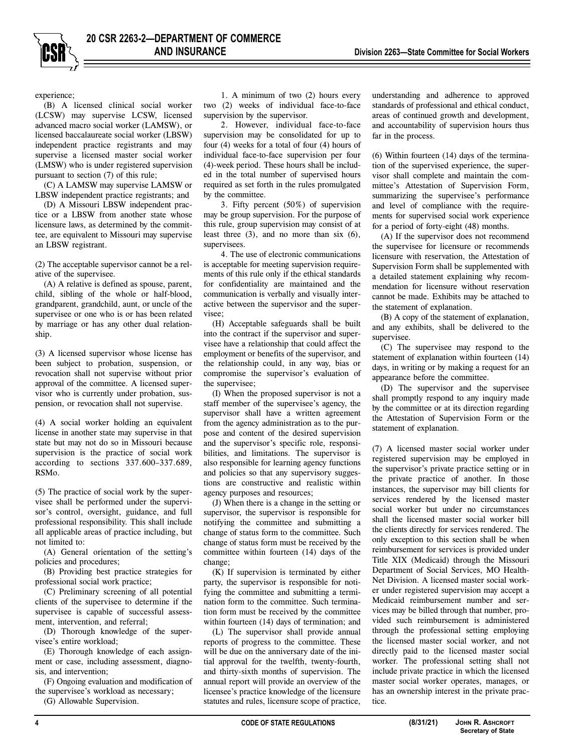experience;

(B) A licensed clinical social worker (LCSW) may supervise LCSW, licensed advanced macro social worker (LAMSW), or licensed baccalaureate social worker (LBSW) independent practice registrants and may supervise a licensed master social worker (LMSW) who is under registered supervision pursuant to section (7) of this rule;

(C) A LAMSW may supervise LAMSW or LBSW independent practice registrants; and

(D) A Missouri LBSW independent practice or a LBSW from another state whose licensure laws, as determined by the committee, are equivalent to Missouri may supervise an LBSW registrant.

(2) The acceptable supervisor cannot be a relative of the supervisee.

(A) A relative is defined as spouse, parent, child, sibling of the whole or half-blood, grandparent, grandchild, aunt, or uncle of the supervisee or one who is or has been related by marriage or has any other dual relationship.

(3) A licensed supervisor whose license has been subject to probation, suspension, or revocation shall not supervise without prior approval of the committee. A licensed supervisor who is currently under probation, suspension, or revocation shall not supervise.

(4) A social worker holding an equivalent license in another state may supervise in that state but may not do so in Missouri because supervision is the practice of social work according to sections 337.600–337.689, RSMo.

(5) The practice of social work by the supervisee shall be performed under the supervisor's control, oversight, guidance, and full professional responsibility. This shall include all applicable areas of practice including, but not limited to:

(A) General orientation of the setting's policies and procedures;

(B) Providing best practice strategies for professional social work practice;

(C) Preliminary screening of all potential clients of the supervisee to determine if the supervisee is capable of successful assessment, intervention, and referral;

(D) Thorough knowledge of the supervisee's entire workload;

(E) Thorough knowledge of each assignment or case, including assessment, diagnosis, and intervention;

(F) Ongoing evaluation and modification of the supervisee's workload as necessary;

(G) Allowable Supervision.

1. A minimum of two (2) hours every two (2) weeks of individual face-to-face supervision by the supervisor.

2. However, individual face-to-face supervision may be consolidated for up to four (4) weeks for a total of four (4) hours of individual face-to-face supervision per four (4)-week period. These hours shall be included in the total number of supervised hours required as set forth in the rules promulgated by the committee.

3. Fifty percent (50%) of supervision may be group supervision. For the purpose of this rule, group supervision may consist of at least three (3), and no more than six (6), supervisees.

4. The use of electronic communications is acceptable for meeting supervision requirements of this rule only if the ethical standards for confidentiality are maintained and the communication is verbally and visually interactive between the supervisor and the supervisee;

(H) Acceptable safeguards shall be built into the contract if the supervisor and supervisee have a relationship that could affect the employment or benefits of the supervisor, and the relationship could, in any way, bias or compromise the supervisor's evaluation of the supervisee;

(I) When the proposed supervisor is not a staff member of the supervisee's agency, the supervisor shall have a written agreement from the agency administration as to the purpose and content of the desired supervision and the supervisor's specific role, responsibilities, and limitations. The supervisor is also responsible for learning agency functions and policies so that any supervisory suggestions are constructive and realistic within agency purposes and resources;

(J) When there is a change in the setting or supervisor, the supervisor is responsible for notifying the committee and submitting a change of status form to the committee. Such change of status form must be received by the committee within fourteen (14) days of the change;

(K) If supervision is terminated by either party, the supervisor is responsible for notifying the committee and submitting a termination form to the committee. Such termination form must be received by the committee within fourteen (14) days of termination; and

(L) The supervisor shall provide annual reports of progress to the committee. These will be due on the anniversary date of the initial approval for the twelfth, twenty-fourth, and thirty-sixth months of supervision. The annual report will provide an overview of the licensee's practice knowledge of the licensure statutes and rules, licensure scope of practice, understanding and adherence to approved standards of professional and ethical conduct, areas of continued growth and development, and accountability of supervision hours thus far in the process.

(6) Within fourteen (14) days of the termination of the supervised experience, the supervisor shall complete and maintain the committee's Attestation of Supervision Form, summarizing the supervisee's performance and level of compliance with the requirements for supervised social work experience for a period of forty-eight (48) months.

(A) If the supervisor does not recommend the supervisee for licensure or recommends licensure with reservation, the Attestation of Supervision Form shall be supplemented with a detailed statement explaining why recommendation for licensure without reservation cannot be made. Exhibits may be attached to the statement of explanation.

(B) A copy of the statement of explanation, and any exhibits, shall be delivered to the supervisee.

(C) The supervisee may respond to the statement of explanation within fourteen (14) days, in writing or by making a request for an appearance before the committee.

(D) The supervisor and the supervisee shall promptly respond to any inquiry made by the committee or at its direction regarding the Attestation of Supervision Form or the statement of explanation.

(7) A licensed master social worker under registered supervision may be employed in the supervisor's private practice setting or in the private practice of another. In those instances, the supervisor may bill clients for services rendered by the licensed master social worker but under no circumstances shall the licensed master social worker bill the clients directly for services rendered. The only exception to this section shall be when reimbursement for services is provided under Title XIX (Medicaid) through the Missouri Department of Social Services, MO HealthNet Division. A licensed master social worker under registered supervision may accept a Medicaid reimbursement number and services may be billed through that number, provided such reimbursement is administered through the professional setting employing the licensed master social worker, and not directly paid to the licensed master social worker. The professional setting shall not include private practice in which the licensed master social worker operates, manages, or has an ownership interest in the private practice.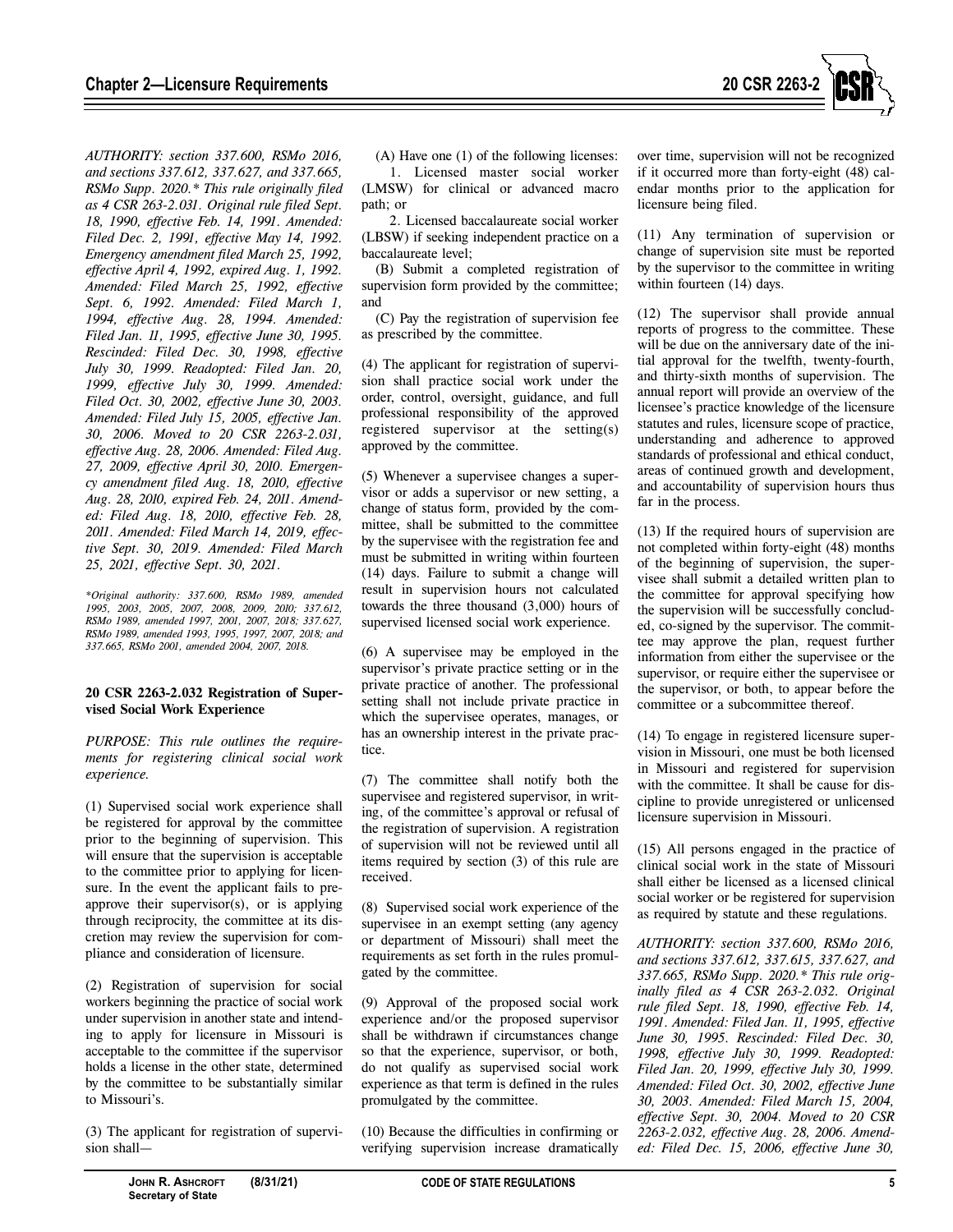*AUTHORITY: section 337.600, RSMo 2016, and sections 337.612, 337.627, and 337.665, RSMo Supp. 2020.\* This rule originally filed as 4 CSR 263-2.031. Original rule filed Sept. 18, 1990, effective Feb. 14, 1991. Amended: Filed Dec. 2, 1991, effective May 14, 1992. Emergency amendment filed March 25, 1992, effective April 4, 1992, expired Aug. 1, 1992. Amended: Filed March 25, 1992, effective Sept. 6, 1992. Amended: Filed March 1, 1994, effective Aug. 28, 1994. Amended: Filed Jan. 11, 1995, effective June 30, 1995. Rescinded: Filed Dec. 30, 1998, effective July 30, 1999. Readopted: Filed Jan. 20, 1999, effective July 30, 1999. Amended: Filed Oct. 30, 2002, effective June 30, 2003. Amended: Filed July 15, 2005, effective Jan. 30, 2006. Moved to 20 CSR 2263-2.031, effective Aug. 28, 2006. Amended: Filed Aug. 27, 2009, effective April 30, 2010. Emergency amendment filed Aug. 18, 2010, effective Aug. 28, 2010, expired Feb. 24, 2011. Amended: Filed Aug. 18, 2010, effective Feb. 28, 2011. Amended: Filed March 14, 2019, effective Sept. 30, 2019. Amended: Filed March 25, 2021, effective Sept. 30, 2021.*

*\*Original authority: 337.600, RSMo 1989, amended 1995, 2003, 2005, 2007, 2008, 2009, 2010; 337.612, RSMo 1989, amended 1997, 2001, 2007, 2018; 337.627, RSMo 1989, amended 1993, 1995, 1997, 2007, 2018; and 337.665, RSMo 2001, amended 2004, 2007, 2018.*

**20 CSR 2263-2.032 Registration of Supervised Social Work Experience**

*PURPOSE: This rule outlines the requirements for registering clinical social work experience.*

(1) Supervised social work experience shall be registered for approval by the committee prior to the beginning of supervision. This will ensure that the supervision is acceptable to the committee prior to applying for licensure. In the event the applicant fails to preapprove their supervisor(s), or is applying through reciprocity, the committee at its discretion may review the supervision for compliance and consideration of licensure.

(2) Registration of supervision for social workers beginning the practice of social work under supervision in another state and intending to apply for licensure in Missouri is acceptable to the committee if the supervisor holds a license in the other state, determined by the committee to be substantially similar to Missouri's.

(3) The applicant for registration of supervision shall—

(A) Have one (1) of the following licenses:

1. Licensed master social worker (LMSW) for clinical or advanced macro path; or

2. Licensed baccalaureate social worker (LBSW) if seeking independent practice on a baccalaureate level;

(B) Submit a completed registration of supervision form provided by the committee; and

(C) Pay the registration of supervision fee as prescribed by the committee.

(4) The applicant for registration of supervision shall practice social work under the order, control, oversight, guidance, and full professional responsibility of the approved registered supervisor at the setting(s) approved by the committee.

(5) Whenever a supervisee changes a supervisor or adds a supervisor or new setting, a change of status form, provided by the committee, shall be submitted to the committee by the supervisee with the registration fee and must be submitted in writing within fourteen (14) days. Failure to submit a change will result in supervision hours not calculated towards the three thousand (3,000) hours of supervised licensed social work experience.

(6) A supervisee may be employed in the supervisor's private practice setting or in the private practice of another. The professional setting shall not include private practice in which the supervisee operates, manages, or has an ownership interest in the private practice.

(7) The committee shall notify both the supervisee and registered supervisor, in writing, of the committee's approval or refusal of the registration of supervision. A registration of supervision will not be reviewed until all items required by section (3) of this rule are received.

(8) Supervised social work experience of the supervisee in an exempt setting (any agency or department of Missouri) shall meet the requirements as set forth in the rules promulgated by the committee.

(9) Approval of the proposed social work experience and/or the proposed supervisor shall be withdrawn if circumstances change so that the experience, supervisor, or both, do not qualify as supervised social work experience as that term is defined in the rules promulgated by the committee.

(10) Because the difficulties in confirming or verifying supervision increase dramatically over time, supervision will not be recognized if it occurred more than forty-eight (48) calendar months prior to the application for licensure being filed.

(11) Any termination of supervision or change of supervision site must be reported by the supervisor to the committee in writing within fourteen (14) days.

(12) The supervisor shall provide annual reports of progress to the committee. These will be due on the anniversary date of the initial approval for the twelfth, twenty-fourth, and thirty-sixth months of supervision. The annual report will provide an overview of the licensee's practice knowledge of the licensure statutes and rules, licensure scope of practice, understanding and adherence to approved standards of professional and ethical conduct, areas of continued growth and development, and accountability of supervision hours thus far in the process.

(13) If the required hours of supervision are not completed within forty-eight (48) months of the beginning of supervision, the supervisee shall submit a detailed written plan to the committee for approval specifying how the supervision will be successfully concluded, co-signed by the supervisor. The committee may approve the plan, request further information from either the supervisee or the supervisor, or require either the supervisee or the supervisor, or both, to appear before the committee or a subcommittee thereof.

(14) To engage in registered licensure supervision in Missouri, one must be both licensed in Missouri and registered for supervision with the committee. It shall be cause for discipline to provide unregistered or unlicensed licensure supervision in Missouri.

(15) All persons engaged in the practice of clinical social work in the state of Missouri shall either be licensed as a licensed clinical social worker or be registered for supervision as required by statute and these regulations.

*AUTHORITY: section 337.600, RSMo 2016, and sections 337.612, 337.615, 337.627, and 337.665, RSMo Supp. 2020.\* This rule originally filed as 4 CSR 263-2.032. Original rule filed Sept. 18, 1990, effective Feb. 14, 1991. Amended: Filed Jan. 11, 1995, effective June 30, 1995. Rescinded: Filed Dec. 30, 1998, effective July 30, 1999. Readopted: Filed Jan. 20, 1999, effective July 30, 1999. Amended: Filed Oct. 30, 2002, effective June 30, 2003. Amended: Filed March 15, 2004, effective Sept. 30, 2004. Moved to 20 CSR 2263-2.032, effective Aug. 28, 2006. Amended: Filed Dec. 15, 2006, effective June 30,*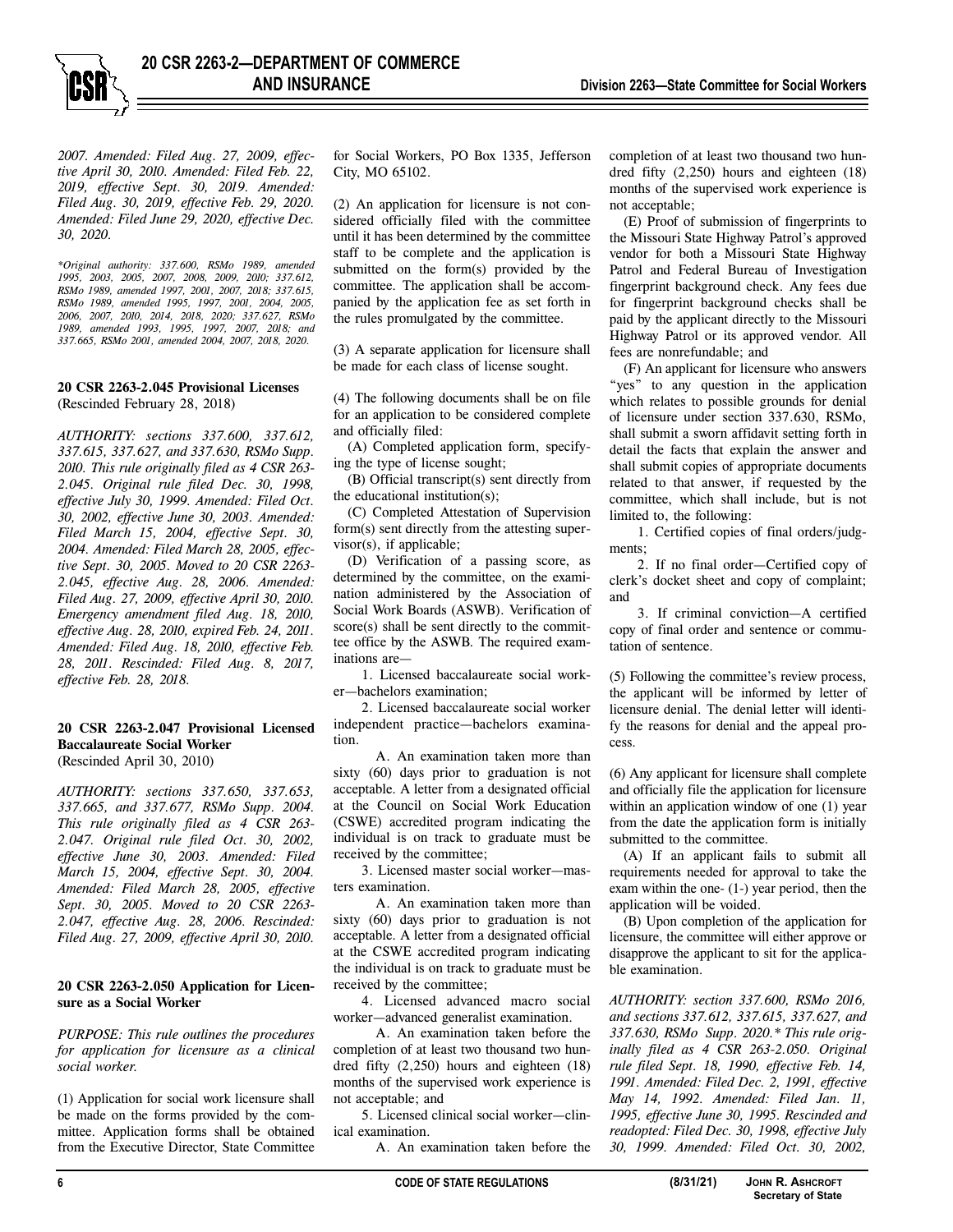*2007. Amended: Filed Aug. 27, 2009, effective April 30, 2010. Amended: Filed Feb. 22, 2019, effective Sept. 30, 2019. Amended: Filed Aug. 30, 2019, effective Feb. 29, 2020. Amended: Filed June 29, 2020, effective Dec. 30, 2020.*

*\*Original authority: 337.600, RSMo 1989, amended 1995, 2003, 2005, 2007, 2008, 2009, 2010; 337.612, RSMo 1989, amended 1997, 2001, 2007, 2018; 337.615, RSMo 1989, amended 1995, 1997, 2001, 2004, 2005, 2006, 2007, 2010, 2014, 2018, 2020; 337.627, RSMo 1989, amended 1993, 1995, 1997, 2007, 2018; and 337.665, RSMo 2001, amended 2004, 2007, 2018, 2020.*

**20 CSR 2263-2.045 Provisional Licenses**
(Rescinded February 28, 2018)

*AUTHORITY: sections 337.600, 337.612, 337.615, 337.627, and 337.630, RSMo Supp. 2010. This rule originally filed as 4 CSR 263-2.045. Original rule filed Dec. 30, 1998, effective July 30, 1999. Amended: Filed Oct. 30, 2002, effective June 30, 2003. Amended: Filed March 15, 2004, effective Sept. 30, 2004. Amended: Filed March 28, 2005, effective Sept. 30, 2005. Moved to 20 CSR 2263-2.045, effective Aug. 28, 2006. Amended: Filed Aug. 27, 2009, effective April 30, 2010. Emergency amendment filed Aug. 18, 2010, effective Aug. 28, 2010, expired Feb. 24, 2011. Amended: Filed Aug. 18, 2010, effective Feb. 28, 2011. Rescinded: Filed Aug. 8, 2017, effective Feb. 28, 2018.*

**20 CSR 2263-2.047 Provisional Licensed Baccalaureate Social Worker**
(Rescinded April 30, 2010)

*AUTHORITY: sections 337.650, 337.653, 337.665, and 337.677, RSMo Supp. 2004. This rule originally filed as 4 CSR 263-2.047. Original rule filed Oct. 30, 2002, effective June 30, 2003. Amended: Filed March 15, 2004, effective Sept. 30, 2004. Amended: Filed March 28, 2005, effective Sept. 30, 2005. Moved to 20 CSR 2263-2.047, effective Aug. 28, 2006. Rescinded: Filed Aug. 27, 2009, effective April 30, 2010.*

**20 CSR 2263-2.050 Application for Licensure as a Social Worker**

*PURPOSE: This rule outlines the procedures for application for licensure as a clinical social worker.*

(1) Application for social work licensure shall be made on the forms provided by the committee. Application forms shall be obtained from the Executive Director, State Committee for Social Workers, PO Box 1335, Jefferson City, MO 65102.

(2) An application for licensure is not considered officially filed with the committee until it has been determined by the committee staff to be complete and the application is submitted on the form(s) provided by the committee. The application shall be accompanied by the application fee as set forth in the rules promulgated by the committee.

(3) A separate application for licensure shall be made for each class of license sought.

(4) The following documents shall be on file for an application to be considered complete and officially filed:

(A) Completed application form, specifying the type of license sought;

(B) Official transcript(s) sent directly from the educational institution(s);

(C) Completed Attestation of Supervision form(s) sent directly from the attesting supervisor(s), if applicable;

(D) Verification of a passing score, as determined by the committee, on the examination administered by the Association of Social Work Boards (ASWB). Verification of score(s) shall be sent directly to the committee office by the ASWB. The required examinations are—

1. Licensed baccalaureate social worker—bachelors examination;

2. Licensed baccalaureate social worker independent practice—bachelors examination.

A. An examination taken more than sixty (60) days prior to graduation is not acceptable. A letter from a designated official at the Council on Social Work Education (CSWE) accredited program indicating the individual is on track to graduate must be received by the committee;

3. Licensed master social worker—masters examination.

A. An examination taken more than sixty (60) days prior to graduation is not acceptable. A letter from a designated official at the CSWE accredited program indicating the individual is on track to graduate must be received by the committee;

4. Licensed advanced macro social worker—advanced generalist examination.

A. An examination taken before the completion of at least two thousand two hundred fifty (2,250) hours and eighteen (18) months of the supervised work experience is not acceptable; and

5. Licensed clinical social worker—clinical examination.

A. An examination taken before the completion of at least two thousand two hundred fifty (2,250) hours and eighteen (18) months of the supervised work experience is not acceptable;

(E) Proof of submission of fingerprints to the Missouri State Highway Patrol's approved vendor for both a Missouri State Highway Patrol and Federal Bureau of Investigation fingerprint background check. Any fees due for fingerprint background checks shall be paid by the applicant directly to the Missouri Highway Patrol or its approved vendor. All fees are nonrefundable; and

(F) An applicant for licensure who answers "yes" to any question in the application which relates to possible grounds for denial of licensure under section 337.630, RSMo, shall submit a sworn affidavit setting forth in detail the facts that explain the answer and shall submit copies of appropriate documents related to that answer, if requested by the committee, which shall include, but is not limited to, the following:

1. Certified copies of final orders/judgments;

2. If no final order—Certified copy of clerk's docket sheet and copy of complaint; and

3. If criminal conviction—A certified copy of final order and sentence or commutation of sentence.

(5) Following the committee's review process, the applicant will be informed by letter of licensure denial. The denial letter will identify the reasons for denial and the appeal process.

(6) Any applicant for licensure shall complete and officially file the application for licensure within an application window of one (1) year from the date the application form is initially submitted to the committee.

(A) If an applicant fails to submit all requirements needed for approval to take the exam within the one- (1-) year period, then the application will be voided.

(B) Upon completion of the application for licensure, the committee will either approve or disapprove the applicant to sit for the applicable examination.

*AUTHORITY: section 337.600, RSMo 2016, and sections 337.612, 337.615, 337.627, and 337.630, RSMo Supp. 2020.\* This rule originally filed as 4 CSR 263-2.050. Original rule filed Sept. 18, 1990, effective Feb. 14, 1991. Amended: Filed Dec. 2, 1991, effective May 14, 1992. Amended: Filed Jan. 11, 1995, effective June 30, 1995. Rescinded and readopted: Filed Dec. 30, 1998, effective July 30, 1999. Amended: Filed Oct. 30, 2002,*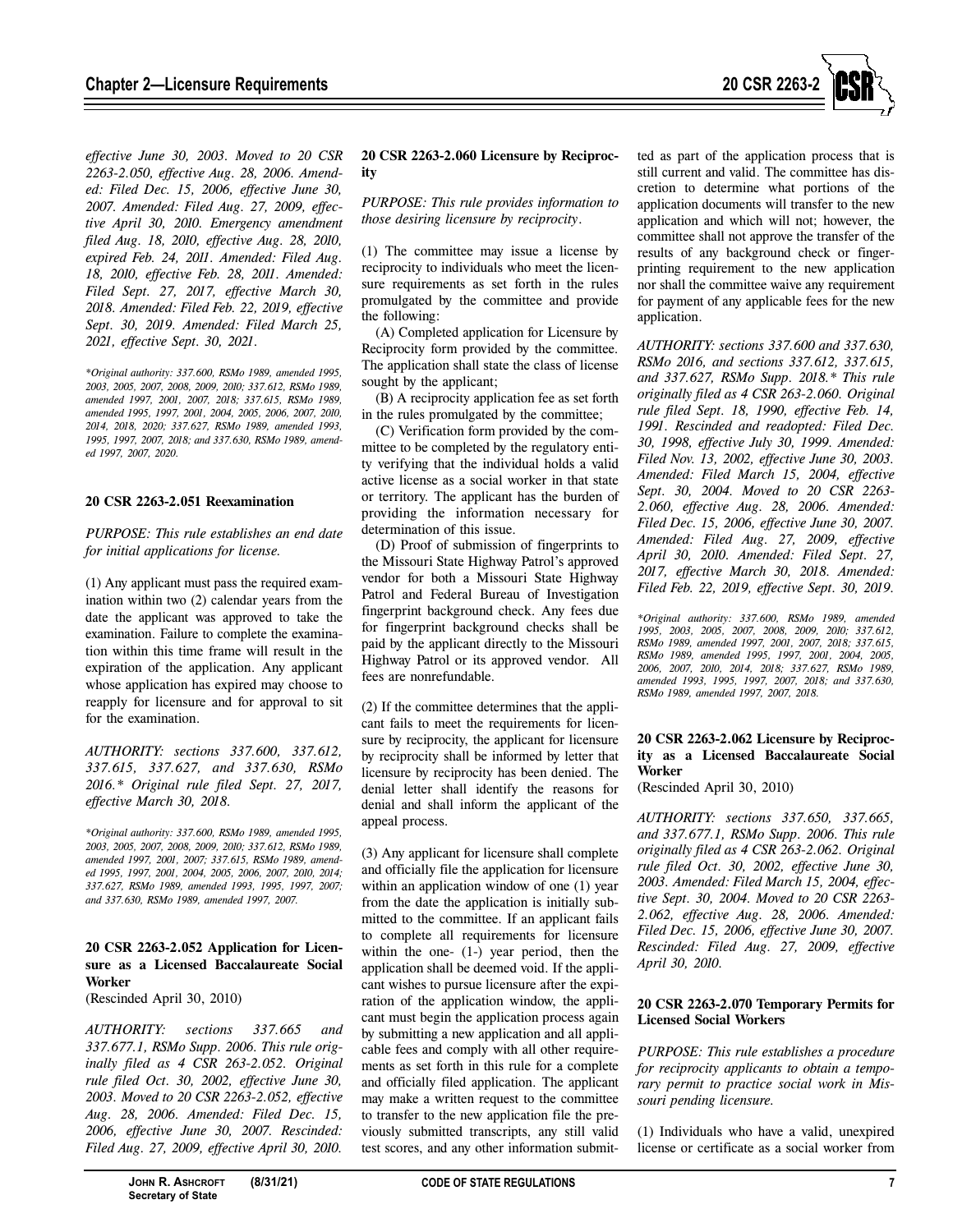*effective June 30, 2003. Moved to 20 CSR 2263-2.050, effective Aug. 28, 2006. Amended: Filed Dec. 15, 2006, effective June 30, 2007. Amended: Filed Aug. 27, 2009, effective April 30, 2010. Emergency amendment filed Aug. 18, 2010, effective Aug. 28, 2010, expired Feb. 24, 2011. Amended: Filed Aug. 18, 2010, effective Feb. 28, 2011. Amended: Filed Sept. 27, 2017, effective March 30, 2018. Amended: Filed Feb. 22, 2019, effective Sept. 30, 2019. Amended: Filed March 25, 2021, effective Sept. 30, 2021.*

*\*Original authority: 337.600, RSMo 1989, amended 1995, 2003, 2005, 2007, 2008, 2009, 2010; 337.612, RSMo 1989, amended 1997, 2001, 2007, 2018; 337.615, RSMo 1989, amended 1995, 1997, 2001, 2004, 2005, 2006, 2007, 2010, 2014, 2018, 2020; 337.627, RSMo 1989, amended 1993, 1995, 1997, 2007, 2018; and 337.630, RSMo 1989, amended 1997, 2007, 2020.*

**20 CSR 2263-2.051 Reexamination**

*PURPOSE: This rule establishes an end date for initial applications for license.*

(1) Any applicant must pass the required examination within two (2) calendar years from the date the applicant was approved to take the examination. Failure to complete the examination within this time frame will result in the expiration of the application. Any applicant whose application has expired may choose to reapply for licensure and for approval to sit for the examination.

*AUTHORITY: sections 337.600, 337.612, 337.615, 337.627, and 337.630, RSMo 2016.\* Original rule filed Sept. 27, 2017, effective March 30, 2018.*

*\*Original authority: 337.600, RSMo 1989, amended 1995, 2003, 2005, 2007, 2008, 2009, 2010; 337.612, RSMo 1989, amended 1997, 2001, 2007; 337.615, RSMo 1989, amended 1995, 1997, 2001, 2004, 2005, 2006, 2007, 2010, 2014; 337.627, RSMo 1989, amended 1993, 1995, 1997, 2007; and 337.630, RSMo 1989, amended 1997, 2007.*

**20 CSR 2263-2.052 Application for Licensure as a Licensed Baccalaureate Social Worker**
(Rescinded April 30, 2010)

*AUTHORITY: sections 337.665 and 337.677.1, RSMo Supp. 2006. This rule originally filed as 4 CSR 263-2.052. Original rule filed Oct. 30, 2002, effective June 30, 2003. Moved to 20 CSR 2263-2.052, effective Aug. 28, 2006. Amended: Filed Dec. 15, 2006, effective June 30, 2007. Rescinded: Filed Aug. 27, 2009, effective April 30, 2010.*

**20 CSR 2263-2.060 Licensure by Reciprocity**

*PURPOSE: This rule provides information to those desiring licensure by reciprocity.*

(1) The committee may issue a license by reciprocity to individuals who meet the licensure requirements as set forth in the rules promulgated by the committee and provide the following:

(A) Completed application for Licensure by Reciprocity form provided by the committee. The application shall state the class of license sought by the applicant;

(B) A reciprocity application fee as set forth in the rules promulgated by the committee;

(C) Verification form provided by the committee to be completed by the regulatory entity verifying that the individual holds a valid active license as a social worker in that state or territory. The applicant has the burden of providing the information necessary for determination of this issue.

(D) Proof of submission of fingerprints to the Missouri State Highway Patrol's approved vendor for both a Missouri State Highway Patrol and Federal Bureau of Investigation fingerprint background check. Any fees due for fingerprint background checks shall be paid by the applicant directly to the Missouri Highway Patrol or its approved vendor. All fees are nonrefundable.

(2) If the committee determines that the applicant fails to meet the requirements for licensure by reciprocity, the applicant for licensure by reciprocity shall be informed by letter that licensure by reciprocity has been denied. The denial letter shall identify the reasons for denial and shall inform the applicant of the appeal process.

(3) Any applicant for licensure shall complete and officially file the application for licensure within an application window of one (1) year from the date the application is initially submitted to the committee. If an applicant fails to complete all requirements for licensure within the one- (1-) year period, then the application shall be deemed void. If the applicant wishes to pursue licensure after the expiration of the application window, the applicant must begin the application process again by submitting a new application and all applicable fees and comply with all other requirements as set forth in this rule for a complete and officially filed application. The applicant may make a written request to the committee to transfer to the new application file the previously submitted transcripts, any still valid test scores, and any other information submitted as part of the application process that is still current and valid. The committee has discretion to determine what portions of the application documents will transfer to the new application and which will not; however, the committee shall not approve the transfer of the results of any background check or fingerprinting requirement to the new application nor shall the committee waive any requirement for payment of any applicable fees for the new application.

*AUTHORITY: sections 337.600 and 337.630, RSMo 2016, and sections 337.612, 337.615, and 337.627, RSMo Supp. 2018.\* This rule originally filed as 4 CSR 263-2.060. Original rule filed Sept. 18, 1990, effective Feb. 14, 1991. Rescinded and readopted: Filed Dec. 30, 1998, effective July 30, 1999. Amended: Filed Nov. 13, 2002, effective June 30, 2003. Amended: Filed March 15, 2004, effective Sept. 30, 2004. Moved to 20 CSR 2263-2.060, effective Aug. 28, 2006. Amended: Filed Dec. 15, 2006, effective June 30, 2007. Amended: Filed Aug. 27, 2009, effective April 30, 2010. Amended: Filed Sept. 27, 2017, effective March 30, 2018. Amended: Filed Feb. 22, 2019, effective Sept. 30, 2019.*

*\*Original authority: 337.600, RSMo 1989, amended 1995, 2003, 2005, 2007, 2008, 2009, 2010; 337.612, RSMo 1989, amended 1997, 2001, 2007, 2018; 337.615, RSMo 1989, amended 1995, 1997, 2001, 2004, 2005, 2006, 2007, 2010, 2014, 2018; 337.627, RSMo 1989, amended 1993, 1995, 1997, 2007, 2018; and 337.630, RSMo 1989, amended 1997, 2007, 2018.*

**20 CSR 2263-2.062 Licensure by Reciprocity as a Licensed Baccalaureate Social Worker**
(Rescinded April 30, 2010)

*AUTHORITY: sections 337.650, 337.665, and 337.677.1, RSMo Supp. 2006. This rule originally filed as 4 CSR 263-2.062. Original rule filed Oct. 30, 2002, effective June 30, 2003. Amended: Filed March 15, 2004, effective Sept. 30, 2004. Moved to 20 CSR 2263-2.062, effective Aug. 28, 2006. Amended: Filed Dec. 15, 2006, effective June 30, 2007. Rescinded: Filed Aug. 27, 2009, effective April 30, 2010.*

**20 CSR 2263-2.070 Temporary Permits for Licensed Social Workers**

*PURPOSE: This rule establishes a procedure for reciprocity applicants to obtain a temporary permit to practice social work in Missouri pending licensure.*

(1) Individuals who have a valid, unexpired license or certificate as a social worker from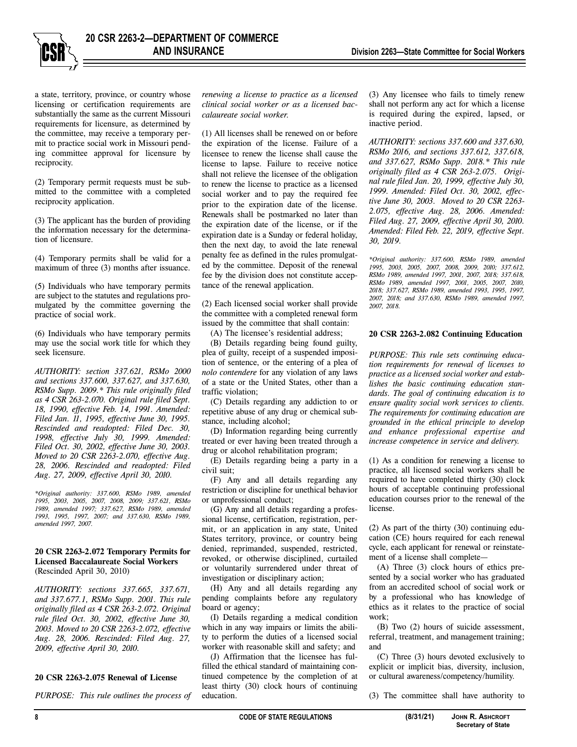a state, territory, province, or country whose licensing or certification requirements are substantially the same as the current Missouri requirements for licensure, as determined by the committee, may receive a temporary permit to practice social work in Missouri pending committee approval for licensure by reciprocity.

(2) Temporary permit requests must be submitted to the committee with a completed reciprocity application.

(3) The applicant has the burden of providing the information necessary for the determination of licensure.

(4) Temporary permits shall be valid for a maximum of three (3) months after issuance.

(5) Individuals who have temporary permits are subject to the statutes and regulations promulgated by the committee governing the practice of social work.

(6) Individuals who have temporary permits may use the social work title for which they seek licensure.

*AUTHORITY: section 337.621, RSMo 2000 and sections 337.600, 337.627, and 337.630, RSMo Supp. 2009.\* This rule originally filed as 4 CSR 263-2.070. Original rule filed Sept. 18, 1990, effective Feb. 14, 1991. Amended: Filed Jan. 11, 1995, effective June 30, 1995. Rescinded and readopted: Filed Dec. 30, 1998, effective July 30, 1999. Amended: Filed Oct. 30, 2002, effective June 30, 2003. Moved to 20 CSR 2263-2.070, effective Aug. 28, 2006. Rescinded and readopted: Filed Aug. 27, 2009, effective April 30, 2010.*

*\*Original authority: 337.600, RSMo 1989, amended 1995, 2003, 2005, 2007, 2008, 2009; 337.621, RSMo 1989, amended 1997; 337.627, RSMo 1989, amended 1993, 1995, 1997, 2007; and 337.630, RSMo 1989, amended 1997, 2007.*

**20 CSR 2263-2.072 Temporary Permits for Licensed Baccalaureate Social Workers**
(Rescinded April 30, 2010)

*AUTHORITY: sections 337.665, 337.671, and 337.677.1, RSMo Supp. 2001. This rule originally filed as 4 CSR 263-2.072. Original rule filed Oct. 30, 2002, effective June 30, 2003. Moved to 20 CSR 2263-2.072, effective Aug. 28, 2006. Rescinded: Filed Aug. 27, 2009, effective April 30, 2010.*

**20 CSR 2263-2.075 Renewal of License**

*PURPOSE: This rule outlines the process of renewing a license to practice as a licensed clinical social worker or as a licensed baccalaureate social worker.*

(1) All licenses shall be renewed on or before the expiration of the license. Failure of a licensee to renew the license shall cause the license to lapse. Failure to receive notice shall not relieve the licensee of the obligation to renew the license to practice as a licensed social worker and to pay the required fee prior to the expiration date of the license. Renewals shall be postmarked no later than the expiration date of the license, or if the expiration date is a Sunday or federal holiday, then the next day, to avoid the late renewal penalty fee as defined in the rules promulgated by the committee. Deposit of the renewal fee by the division does not constitute acceptance of the renewal application.

(2) Each licensed social worker shall provide the committee with a completed renewal form issued by the committee that shall contain:

(A) The licensee's residential address;

(B) Details regarding being found guilty, plea of guilty, receipt of a suspended imposition of sentence, or the entering of a plea of *nolo contendere* for any violation of any laws of a state or the United States, other than a traffic violation;

(C) Details regarding any addiction to or repetitive abuse of any drug or chemical substance, including alcohol;

(D) Information regarding being currently treated or ever having been treated through a drug or alcohol rehabilitation program;

(E) Details regarding being a party in a civil suit;

(F) Any and all details regarding any restriction or discipline for unethical behavior or unprofessional conduct;

(G) Any and all details regarding a professional license, certification, registration, permit, or an application in any state, United States territory, province, or country being denied, reprimanded, suspended, restricted, revoked, or otherwise disciplined, curtailed or voluntarily surrendered under threat of investigation or disciplinary action;

(H) Any and all details regarding any pending complaints before any regulatory board or agency;

(I) Details regarding a medical condition which in any way impairs or limits the ability to perform the duties of a licensed social worker with reasonable skill and safety; and

(J) Affirmation that the licensee has fulfilled the ethical standard of maintaining continued competence by the completion of at least thirty (30) clock hours of continuing education.

(3) Any licensee who fails to timely renew shall not perform any act for which a license is required during the expired, lapsed, or inactive period.

*AUTHORITY: sections 337.600 and 337.630, RSMo 2016, and sections 337.612, 337.618, and 337.627, RSMo Supp. 2018.\* This rule originally filed as 4 CSR 263-2.075. Original rule filed Jan. 20, 1999, effective July 30, 1999. Amended: Filed Oct. 30, 2002, effective June 30, 2003. Moved to 20 CSR 2263-2.075, effective Aug. 28, 2006. Amended: Filed Aug. 27, 2009, effective April 30, 2010. Amended: Filed Feb. 22, 2019, effective Sept. 30, 2019.*

*\*Original authority: 337.600, RSMo 1989, amended 1995, 2003, 2005, 2007, 2008, 2009, 2010; 337.612, RSMo 1989, amended 1997, 2001, 2007, 2018; 337.618, RSMo 1989, amended 1997, 2001, 2005, 2007, 2010, 2018; 337.627, RSMo 1989, amended 1993, 1995, 1997, 2007, 2018; and 337.630, RSMo 1989, amended 1997, 2007, 2018.*

**20 CSR 2263-2.082 Continuing Education**

*PURPOSE: This rule sets continuing education requirements for renewal of licenses to practice as a licensed social worker and establishes the basic continuing education standards. The goal of continuing education is to ensure quality social work services to clients. The requirements for continuing education are grounded in the ethical principle to develop and enhance professional expertise and increase competence in service and delivery.*

(1) As a condition for renewing a license to practice, all licensed social workers shall be required to have completed thirty (30) clock hours of acceptable continuing professional education courses prior to the renewal of the license.

(2) As part of the thirty (30) continuing education (CE) hours required for each renewal cycle, each applicant for renewal or reinstatement of a license shall complete—

(A) Three (3) clock hours of ethics presented by a social worker who has graduated from an accredited school of social work or by a professional who has knowledge of ethics as it relates to the practice of social work;

(B) Two (2) hours of suicide assessment, referral, treatment, and management training; and

(C) Three (3) hours devoted exclusively to explicit or implicit bias, diversity, inclusion, or cultural awareness/competency/humility.

(3) The committee shall have authority to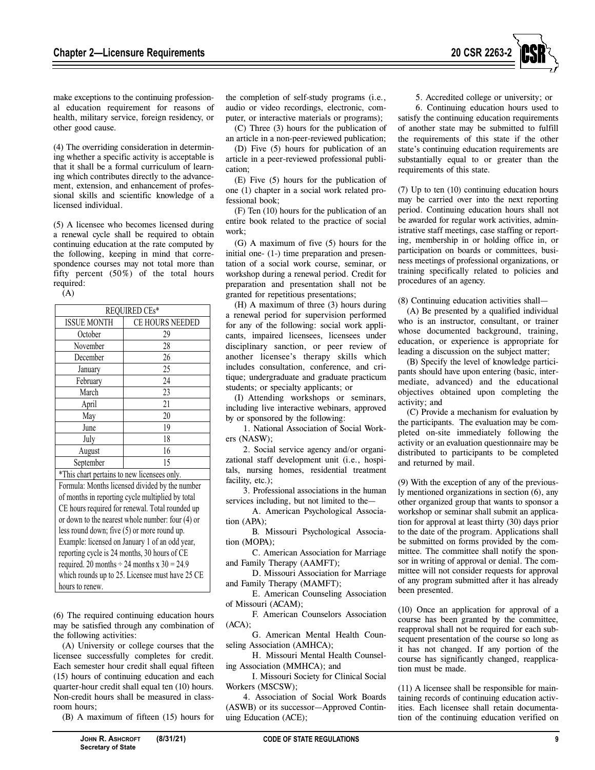make exceptions to the continuing professional education requirement for reasons of health, military service, foreign residency, or other good cause.

(4) The overriding consideration in determining whether a specific activity is acceptable is that it shall be a formal curriculum of learning which contributes directly to the advancement, extension, and enhancement of professional skills and scientific knowledge of a licensed individual.

(5) A licensee who becomes licensed during a renewal cycle shall be required to obtain continuing education at the rate computed by the following, keeping in mind that correspondence courses may not total more than fifty percent (50%) of the total hours required:

(A)

| REQUIRED CEs* | |
|---|---|
| ISSUE MONTH | CE HOURS NEEDED |
| October | 29 |
| November | 28 |
| December | 26 |
| January | 25 |
| February | 24 |
| March | 23 |
| April | 21 |
| May | 20 |
| June | 19 |
| July | 18 |
| August | 16 |
| September | 15 |

*This chart pertains to new licensees only.

Formula: Months licensed divided by the number of months in reporting cycle multiplied by total CE hours required for renewal. Total rounded up or down to the nearest whole number: four (4) or less round down; five (5) or more round up. Example: licensed on January 1 of an odd year, reporting cycle is 24 months, 30 hours of CE required. 20 months ÷ 24 months x 30 = 24.9 which rounds up to 25. Licensee must have 25 CE hours to renew.

(6) The required continuing education hours may be satisfied through any combination of the following activities:

(A) University or college courses that the licensee successfully completes for credit. Each semester hour credit shall equal fifteen (15) hours of continuing education and each quarter-hour credit shall equal ten (10) hours. Non-credit hours shall be measured in classroom hours;

(B) A maximum of fifteen (15) hours for the completion of self-study programs (i.e., audio or video recordings, electronic, computer, or interactive materials or programs);

(C) Three (3) hours for the publication of an article in a non-peer-reviewed publication;

(D) Five (5) hours for publication of an article in a peer-reviewed professional publication;

(E) Five (5) hours for the publication of one (1) chapter in a social work related professional book;

(F) Ten (10) hours for the publication of an entire book related to the practice of social work;

(G) A maximum of five (5) hours for the initial one- (1-) time preparation and presentation of a social work course, seminar, or workshop during a renewal period. Credit for preparation and presentation shall not be granted for repetitious presentations;

(H) A maximum of three (3) hours during a renewal period for supervision performed for any of the following: social work applicants, impaired licensees, licensees under disciplinary sanction, or peer review of another licensee's therapy skills which includes consultation, conference, and critique; undergraduate and graduate practicum students; or specialty applicants; or

(I) Attending workshops or seminars, including live interactive webinars, approved by or sponsored by the following:

1. National Association of Social Workers (NASW);

2. Social service agency and/or organizational staff development unit (i.e., hospitals, nursing homes, residential treatment facility, etc.);

3. Professional associations in the human services including, but not limited to the—

A. American Psychological Association (APA);

B. Missouri Psychological Association (MOPA);

C. American Association for Marriage and Family Therapy (AAMFT);

D. Missouri Association for Marriage and Family Therapy (MAMFT);

E. American Counseling Association of Missouri (ACAM);

F. American Counselors Association (ACA);

G. American Mental Health Counseling Association (AMHCA);

H. Missouri Mental Health Counseling Association (MMHCA); and

I. Missouri Society for Clinical Social Workers (MSCSW);

4. Association of Social Work Boards (ASWB) or its successor—Approved Continuing Education (ACE);

5. Accredited college or university; or

6. Continuing education hours used to satisfy the continuing education requirements of another state may be submitted to fulfill the requirements of this state if the other state's continuing education requirements are substantially equal to or greater than the requirements of this state.

(7) Up to ten (10) continuing education hours may be carried over into the next reporting period. Continuing education hours shall not be awarded for regular work activities, administrative staff meetings, case staffing or reporting, membership in or holding office in, or participation on boards or committees, business meetings of professional organizations, or training specifically related to policies and procedures of an agency.

(8) Continuing education activities shall—

(A) Be presented by a qualified individual who is an instructor, consultant, or trainer whose documented background, training, education, or experience is appropriate for leading a discussion on the subject matter;

(B) Specify the level of knowledge participants should have upon entering (basic, intermediate, advanced) and the educational objectives obtained upon completing the activity; and

(C) Provide a mechanism for evaluation by the participants. The evaluation may be completed on-site immediately following the activity or an evaluation questionnaire may be distributed to participants to be completed and returned by mail.

(9) With the exception of any of the previously mentioned organizations in section (6), any other organized group that wants to sponsor a workshop or seminar shall submit an application for approval at least thirty (30) days prior to the date of the program. Applications shall be submitted on forms provided by the committee. The committee shall notify the sponsor in writing of approval or denial. The committee will not consider requests for approval of any program submitted after it has already been presented.

(10) Once an application for approval of a course has been granted by the committee, reapproval shall not be required for each subsequent presentation of the course so long as it has not changed. If any portion of the course has significantly changed, reapplication must be made.

(11) A licensee shall be responsible for maintaining records of continuing education activities. Each licensee shall retain documentation of the continuing education verified on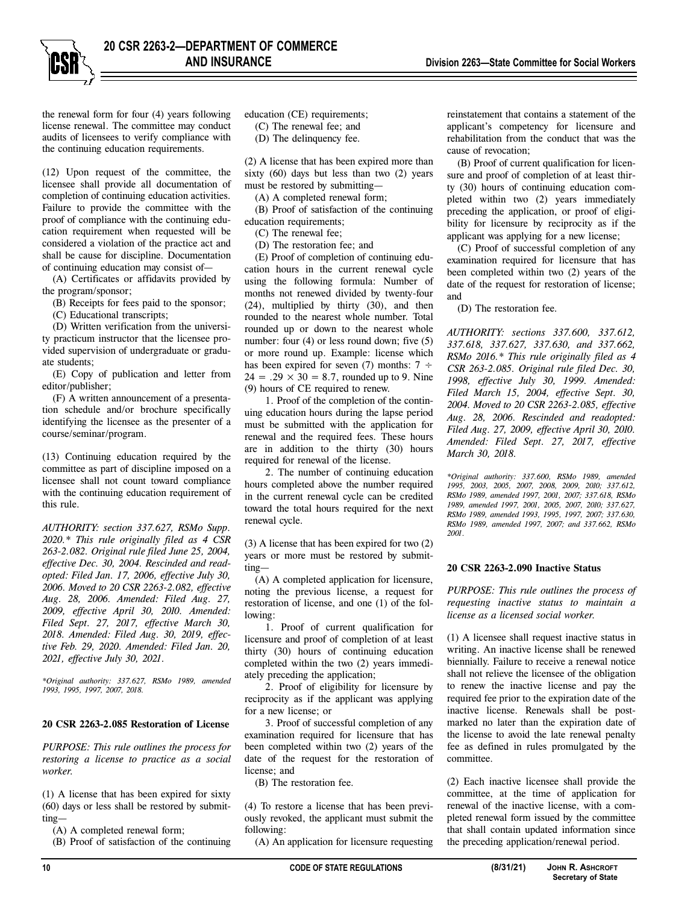the renewal form for four (4) years following license renewal. The committee may conduct audits of licensees to verify compliance with the continuing education requirements.

(12) Upon request of the committee, the licensee shall provide all documentation of completion of continuing education activities. Failure to provide the committee with the proof of compliance with the continuing education requirement when requested will be considered a violation of the practice act and shall be cause for discipline. Documentation of continuing education may consist of—

(A) Certificates or affidavits provided by the program/sponsor;

(B) Receipts for fees paid to the sponsor;

(C) Educational transcripts;

(D) Written verification from the university practicum instructor that the licensee provided supervision of undergraduate or graduate students;

(E) Copy of publication and letter from editor/publisher;

(F) A written announcement of a presentation schedule and/or brochure specifically identifying the licensee as the presenter of a course/seminar/program.

(13) Continuing education required by the committee as part of discipline imposed on a licensee shall not count toward compliance with the continuing education requirement of this rule.

*AUTHORITY: section 337.627, RSMo Supp. 2020.\* This rule originally filed as 4 CSR 263-2.082. Original rule filed June 25, 2004, effective Dec. 30, 2004. Rescinded and readopted: Filed Jan. 17, 2006, effective July 30, 2006. Moved to 20 CSR 2263-2.082, effective Aug. 28, 2006. Amended: Filed Aug. 27, 2009, effective April 30, 2010. Amended: Filed Sept. 27, 2017, effective March 30, 2018. Amended: Filed Aug. 30, 2019, effective Feb. 29, 2020. Amended: Filed Jan. 20, 2021, effective July 30, 2021.*

*\*Original authority: 337.627, RSMo 1989, amended 1993, 1995, 1997, 2007, 2018.*

### 20 CSR 2263-2.085 Restoration of License

*PURPOSE: This rule outlines the process for restoring a license to practice as a social worker.*

(1) A license that has been expired for sixty (60) days or less shall be restored by submitting—

(A) A completed renewal form;

(B) Proof of satisfaction of the continuing education (CE) requirements;

(C) The renewal fee; and

(D) The delinquency fee.

(2) A license that has been expired more than sixty (60) days but less than two (2) years must be restored by submitting—

(A) A completed renewal form;

(B) Proof of satisfaction of the continuing education requirements;

(C) The renewal fee;

(D) The restoration fee; and

(E) Proof of completion of continuing education hours in the current renewal cycle using the following formula: Number of months not renewed divided by twenty-four (24), multiplied by thirty (30), and then rounded to the nearest whole number. Total rounded up or down to the nearest whole number: four (4) or less round down; five (5) or more round up. Example: license which has been expired for seven (7) months: $7 \div 24 = .29 \times 30 = 8.7$, rounded up to 9. Nine (9) hours of CE required to renew.

1. Proof of the completion of the continuing education hours during the lapse period must be submitted with the application for renewal and the required fees. These hours are in addition to the thirty (30) hours required for renewal of the license.

2. The number of continuing education hours completed above the number required in the current renewal cycle can be credited toward the total hours required for the next renewal cycle.

(3) A license that has been expired for two (2) years or more must be restored by submitting—

(A) A completed application for licensure, noting the previous license, a request for restoration of license, and one (1) of the following:

1. Proof of current qualification for licensure and proof of completion of at least thirty (30) hours of continuing education completed within the two (2) years immediately preceding the application;

2. Proof of eligibility for licensure by reciprocity as if the applicant was applying for a new license; or

3. Proof of successful completion of any examination required for licensure that has been completed within two (2) years of the date of the request for the restoration of license; and

(B) The restoration fee.

(4) To restore a license that has been previously revoked, the applicant must submit the following:

(A) An application for licensure requesting reinstatement that contains a statement of the applicant's competency for licensure and rehabilitation from the conduct that was the cause of revocation;

(B) Proof of current qualification for licensure and proof of completion of at least thirty (30) hours of continuing education completed within two (2) years immediately preceding the application, or proof of eligibility for licensure by reciprocity as if the applicant was applying for a new license;

(C) Proof of successful completion of any examination required for licensure that has been completed within two (2) years of the date of the request for restoration of license; and

(D) The restoration fee.

*AUTHORITY: sections 337.600, 337.612, 337.618, 337.627, 337.630, and 337.662, RSMo 2016.\* This rule originally filed as 4 CSR 263-2.085. Original rule filed Dec. 30, 1998, effective July 30, 1999. Amended: Filed March 15, 2004, effective Sept. 30, 2004. Moved to 20 CSR 2263-2.085, effective Aug. 28, 2006. Rescinded and readopted: Filed Aug. 27, 2009, effective April 30, 2010. Amended: Filed Sept. 27, 2017, effective March 30, 2018.*

*\*Original authority: 337.600, RSMo 1989, amended 1995, 2003, 2005, 2007, 2008, 2009, 2010; 337.612, RSMo 1989, amended 1997, 2001, 2007; 337.618, RSMo 1989, amended 1997, 2001, 2005, 2007, 2010; 337.627, RSMo 1989, amended 1993, 1995, 1997, 2007; 337.630, RSMo 1989, amended 1997, 2007; and 337.662, RSMo 2001.*

### 20 CSR 2263-2.090 Inactive Status

*PURPOSE: This rule outlines the process of requesting inactive status to maintain a license as a licensed social worker.*

(1) A licensee shall request inactive status in writing. An inactive license shall be renewed biennially. Failure to receive a renewal notice shall not relieve the licensee of the obligation to renew the inactive license and pay the required fee prior to the expiration date of the inactive license. Renewals shall be postmarked no later than the expiration date of the license to avoid the late renewal penalty fee as defined in rules promulgated by the committee.

(2) Each inactive licensee shall provide the committee, at the time of application for renewal of the inactive license, with a completed renewal form issued by the committee that shall contain updated information since the preceding application/renewal period.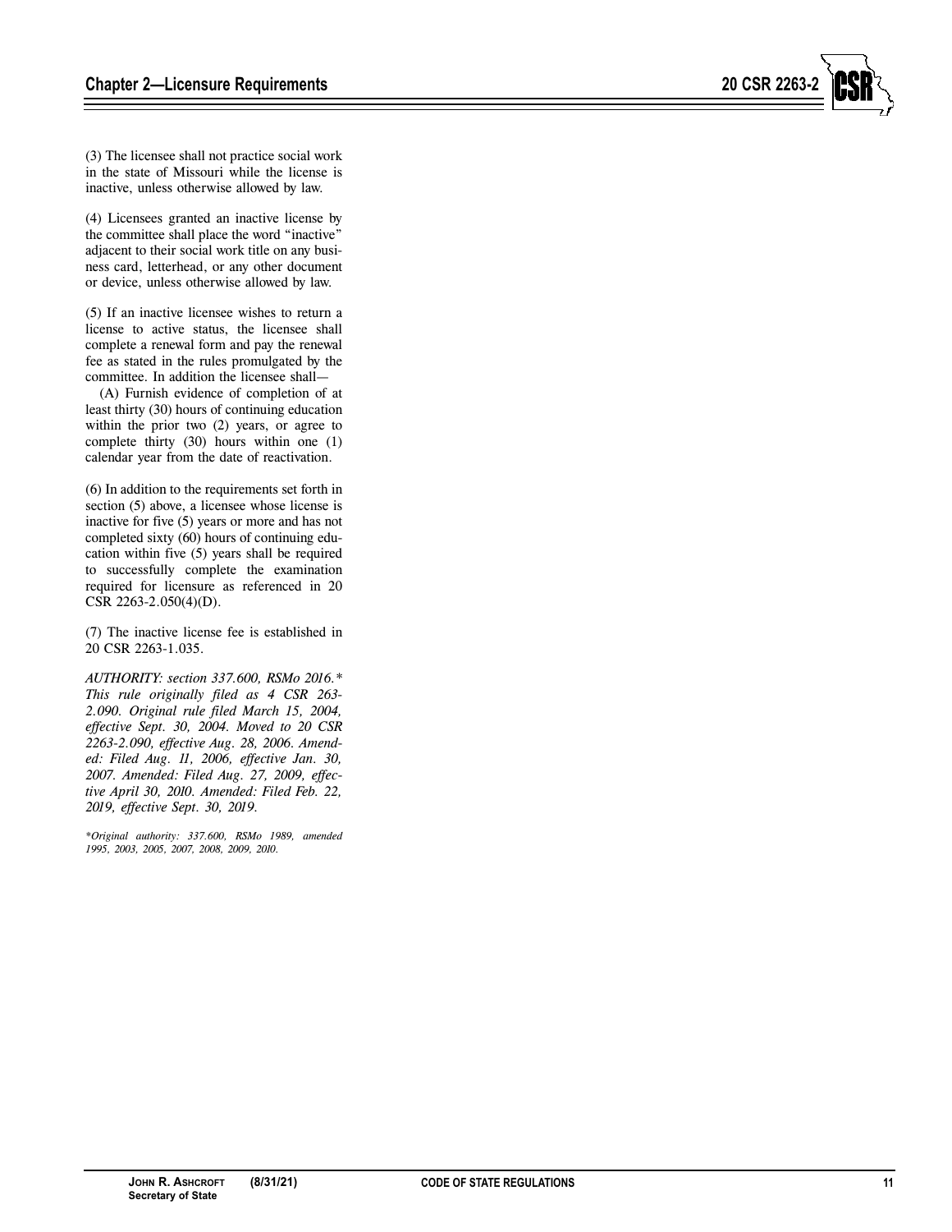(3) The licensee shall not practice social work in the state of Missouri while the license is inactive, unless otherwise allowed by law.

(4) Licensees granted an inactive license by the committee shall place the word "inactive" adjacent to their social work title on any business card, letterhead, or any other document or device, unless otherwise allowed by law.

(5) If an inactive licensee wishes to return a license to active status, the licensee shall complete a renewal form and pay the renewal fee as stated in the rules promulgated by the committee. In addition the licensee shall—

(A) Furnish evidence of completion of at least thirty (30) hours of continuing education within the prior two (2) years, or agree to complete thirty (30) hours within one (1) calendar year from the date of reactivation.

(6) In addition to the requirements set forth in section (5) above, a licensee whose license is inactive for five (5) years or more and has not completed sixty (60) hours of continuing education within five (5) years shall be required to successfully complete the examination required for licensure as referenced in 20 CSR 2263-2.050(4)(D).

(7) The inactive license fee is established in 20 CSR 2263-1.035.

*AUTHORITY: section 337.600, RSMo 2016.\* This rule originally filed as 4 CSR 263-2.090. Original rule filed March 15, 2004, effective Sept. 30, 2004. Moved to 20 CSR 2263-2.090, effective Aug. 28, 2006. Amended: Filed Aug. 11, 2006, effective Jan. 30, 2007. Amended: Filed Aug. 27, 2009, effective April 30, 2010. Amended: Filed Feb. 22, 2019, effective Sept. 30, 2019.*

*\*Original authority: 337.600, RSMo 1989, amended 1995, 2003, 2005, 2007, 2008, 2009, 2010.*